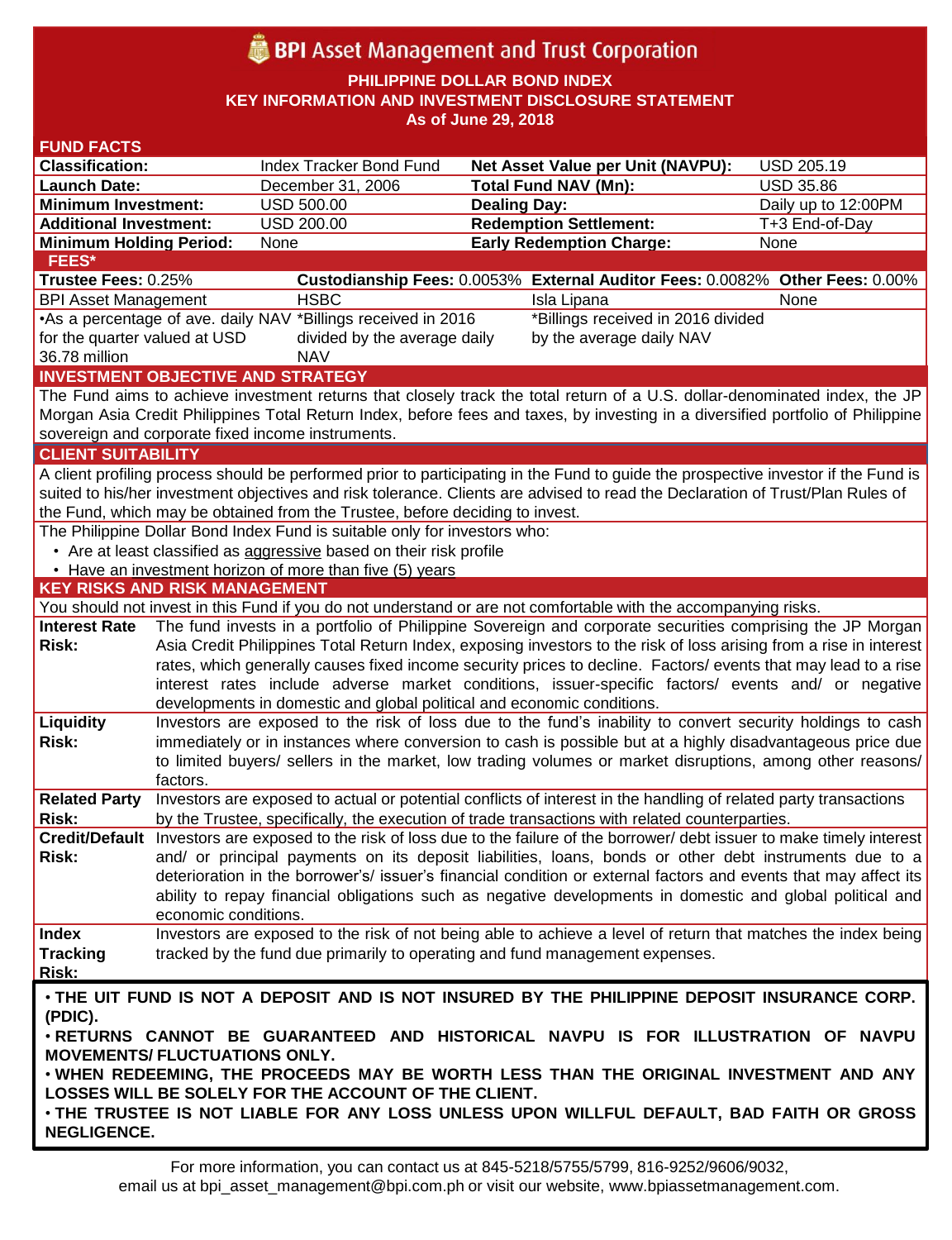# BPI Asset Management and Trust Corporation

**PHILIPPINE DOLLAR BOND INDEX**
**KEY INFORMATION AND INVESTMENT DISCLOSURE STATEMENT**
**As of June 29, 2018**

## FUND FACTS

| | | | |
|---|---|---|---|
| **Classification:** | Index Tracker Bond Fund | **Net Asset Value per Unit (NAVPU):** | USD 205.19 |
| **Launch Date:** | December 31, 2006 | **Total Fund NAV (Mn):** | USD 35.86 |
| **Minimum Investment:** | USD 500.00 | **Dealing Day:** | Daily up to 12:00PM |
| **Additional Investment:** | USD 200.00 | **Redemption Settlement:** | T+3 End-of-Day |
| **Minimum Holding Period:** | None | **Early Redemption Charge:** | None |

## FEES*

| **Trustee Fees:** 0.25% | **Custodianship Fees:** 0.0053% | **External Auditor Fees:** 0.0082% | **Other Fees:** 0.00% |
|---|---|---|---|
| BPI Asset Management | HSBC | Isla Lipana | None |
| •As a percentage of ave. daily NAV for the quarter valued at USD 36.78 million | *Billings received in 2016 divided by the average daily NAV | *Billings received in 2016 divided by the average daily NAV | |

## INVESTMENT OBJECTIVE AND STRATEGY

The Fund aims to achieve investment returns that closely track the total return of a U.S. dollar-denominated index, the JP Morgan Asia Credit Philippines Total Return Index, before fees and taxes, by investing in a diversified portfolio of Philippine sovereign and corporate fixed income instruments.

## CLIENT SUITABILITY

A client profiling process should be performed prior to participating in the Fund to guide the prospective investor if the Fund is suited to his/her investment objectives and risk tolerance. Clients are advised to read the Declaration of Trust/Plan Rules of the Fund, which may be obtained from the Trustee, before deciding to invest.

The Philippine Dollar Bond Index Fund is suitable only for investors who:

- Are at least classified as aggressive based on their risk profile
- Have an investment horizon of more than five (5) years

## KEY RISKS AND RISK MANAGEMENT

You should not invest in this Fund if you do not understand or are not comfortable with the accompanying risks.

| | |
|---|---|
| **Interest Rate Risk:** | The fund invests in a portfolio of Philippine Sovereign and corporate securities comprising the JP Morgan Asia Credit Philippines Total Return Index, exposing investors to the risk of loss arising from a rise in interest rates, which generally causes fixed income security prices to decline. Factors/ events that may lead to a rise interest rates include adverse market conditions, issuer-specific factors/ events and/ or negative developments in domestic and global political and economic conditions. |
| **Liquidity Risk:** | Investors are exposed to the risk of loss due to the fund's inability to convert security holdings to cash immediately or in instances where conversion to cash is possible but at a highly disadvantageous price due to limited buyers/ sellers in the market, low trading volumes or market disruptions, among other reasons/ factors. |
| **Related Party Risk:** | Investors are exposed to actual or potential conflicts of interest in the handling of related party transactions by the Trustee, specifically, the execution of trade transactions with related counterparties. |
| **Credit/Default Risk:** | Investors are exposed to the risk of loss due to the failure of the borrower/ debt issuer to make timely interest and/ or principal payments on its deposit liabilities, loans, bonds or other debt instruments due to a deterioration in the borrower's/ issuer's financial condition or external factors and events that may affect its ability to repay financial obligations such as negative developments in domestic and global political and economic conditions. |
| **Index Tracking Risk:** | Investors are exposed to the risk of not being able to achieve a level of return that matches the index being tracked by the fund due primarily to operating and fund management expenses. |

- **THE UIT FUND IS NOT A DEPOSIT AND IS NOT INSURED BY THE PHILIPPINE DEPOSIT INSURANCE CORP. (PDIC).**
- **RETURNS CANNOT BE GUARANTEED AND HISTORICAL NAVPU IS FOR ILLUSTRATION OF NAVPU MOVEMENTS/ FLUCTUATIONS ONLY.**
- **WHEN REDEEMING, THE PROCEEDS MAY BE WORTH LESS THAN THE ORIGINAL INVESTMENT AND ANY LOSSES WILL BE SOLELY FOR THE ACCOUNT OF THE CLIENT.**
- **THE TRUSTEE IS NOT LIABLE FOR ANY LOSS UNLESS UPON WILLFUL DEFAULT, BAD FAITH OR GROSS NEGLIGENCE.**

For more information, you can contact us at 845-5218/5755/5799, 816-9252/9606/9032, email us at bpi_asset_management@bpi.com.ph or visit our website, www.bpiassetmanagement.com.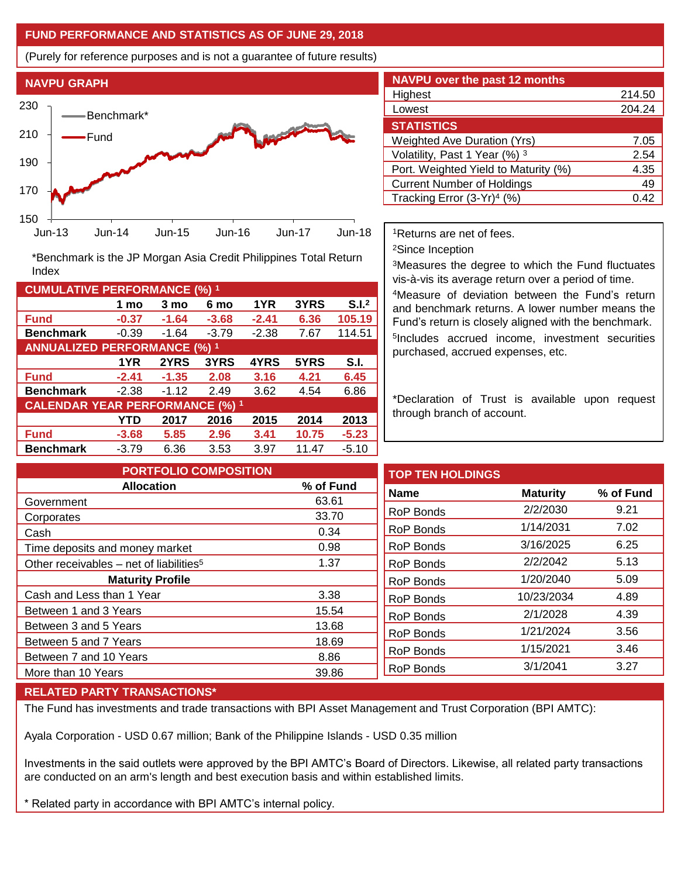## FUND PERFORMANCE AND STATISTICS AS OF JUNE 29, 2018

(Purely for reference purposes and is not a guarantee of future results)

### NAVPU GRAPH

*Benchmark is the JP Morgan Asia Credit Philippines Total Return Index

### NAVPU over the past 12 months

| | |
|---|---|
| Highest | 214.50 |
| Lowest | 204.24 |

### STATISTICS

| | |
|---|---|
| Weighted Ave Duration (Yrs) | 7.05 |
| Volatility, Past 1 Year (%) [3] | 2.54 |
| Port. Weighted Yield to Maturity (%) | 4.35 |
| Current Number of Holdings | 49 |
| Tracking Error (3-Yr)[4] (%) | 0.42 |

### CUMULATIVE PERFORMANCE (%) [1]

| | 1 mo | 3 mo | 6 mo | 1YR | 3YRS | S.I.[2] |
|---|---|---|---|---|---|---|
| **Fund** | **-0.37** | **-1.64** | **-3.68** | **-2.41** | **6.36** | **105.19** |
| **Benchmark** | -0.39 | -1.64 | -3.79 | -2.38 | 7.67 | 114.51 |

### ANNUALIZED PERFORMANCE (%) [1]

| | 1YR | 2YRS | 3YRS | 4YRS | 5YRS | S.I. |
|---|---|---|---|---|---|---|
| **Fund** | **-2.41** | **-1.35** | **2.08** | **3.16** | **4.21** | **6.45** |
| **Benchmark** | -2.38 | -1.12 | 2.49 | 3.62 | 4.54 | 6.86 |

### CALENDAR YEAR PERFORMANCE (%) [1]

| | YTD | 2017 | 2016 | 2015 | 2014 | 2013 |
|---|---|---|---|---|---|---|
| **Fund** | **-3.68** | **5.85** | **2.96** | **3.41** | **10.75** | **-5.23** |
| **Benchmark** | -3.79 | 6.36 | 3.53 | 3.97 | 11.47 | -5.10 |

[1]Returns are net of fees.

[2]Since Inception

[3]Measures the degree to which the Fund fluctuates vis-à-vis its average return over a period of time.

[4]Measure of deviation between the Fund's return and benchmark returns. A lower number means the Fund's return is closely aligned with the benchmark.

[5]Includes accrued income, investment securities purchased, accrued expenses, etc.

*Declaration of Trust is available upon request through branch of account.

### PORTFOLIO COMPOSITION

| Allocation | % of Fund |
|---|---|
| Government | 63.61 |
| Corporates | 33.70 |
| Cash | 0.34 |
| Time deposits and money market | 0.98 |
| Other receivables – net of liabilities[5] | 1.37 |
| **Maturity Profile** | |
| Cash and Less than 1 Year | 3.38 |
| Between 1 and 3 Years | 15.54 |
| Between 3 and 5 Years | 13.68 |
| Between 5 and 7 Years | 18.69 |
| Between 7 and 10 Years | 8.86 |
| More than 10 Years | 39.86 |

### TOP TEN HOLDINGS

| Name | Maturity | % of Fund |
|---|---|---|
| RoP Bonds | 2/2/2030 | 9.21 |
| RoP Bonds | 1/14/2031 | 7.02 |
| RoP Bonds | 3/16/2025 | 6.25 |
| RoP Bonds | 2/2/2042 | 5.13 |
| RoP Bonds | 1/20/2040 | 5.09 |
| RoP Bonds | 10/23/2034 | 4.89 |
| RoP Bonds | 2/1/2028 | 4.39 |
| RoP Bonds | 1/21/2024 | 3.56 |
| RoP Bonds | 1/15/2021 | 3.46 |
| RoP Bonds | 3/1/2041 | 3.27 |

### RELATED PARTY TRANSACTIONS*

The Fund has investments and trade transactions with BPI Asset Management and Trust Corporation (BPI AMTC):

Ayala Corporation - USD 0.67 million; Bank of the Philippine Islands - USD 0.35 million

Investments in the said outlets were approved by the BPI AMTC's Board of Directors. Likewise, all related party transactions are conducted on an arm's length and best execution basis and within established limits.

* Related party in accordance with BPI AMTC's internal policy.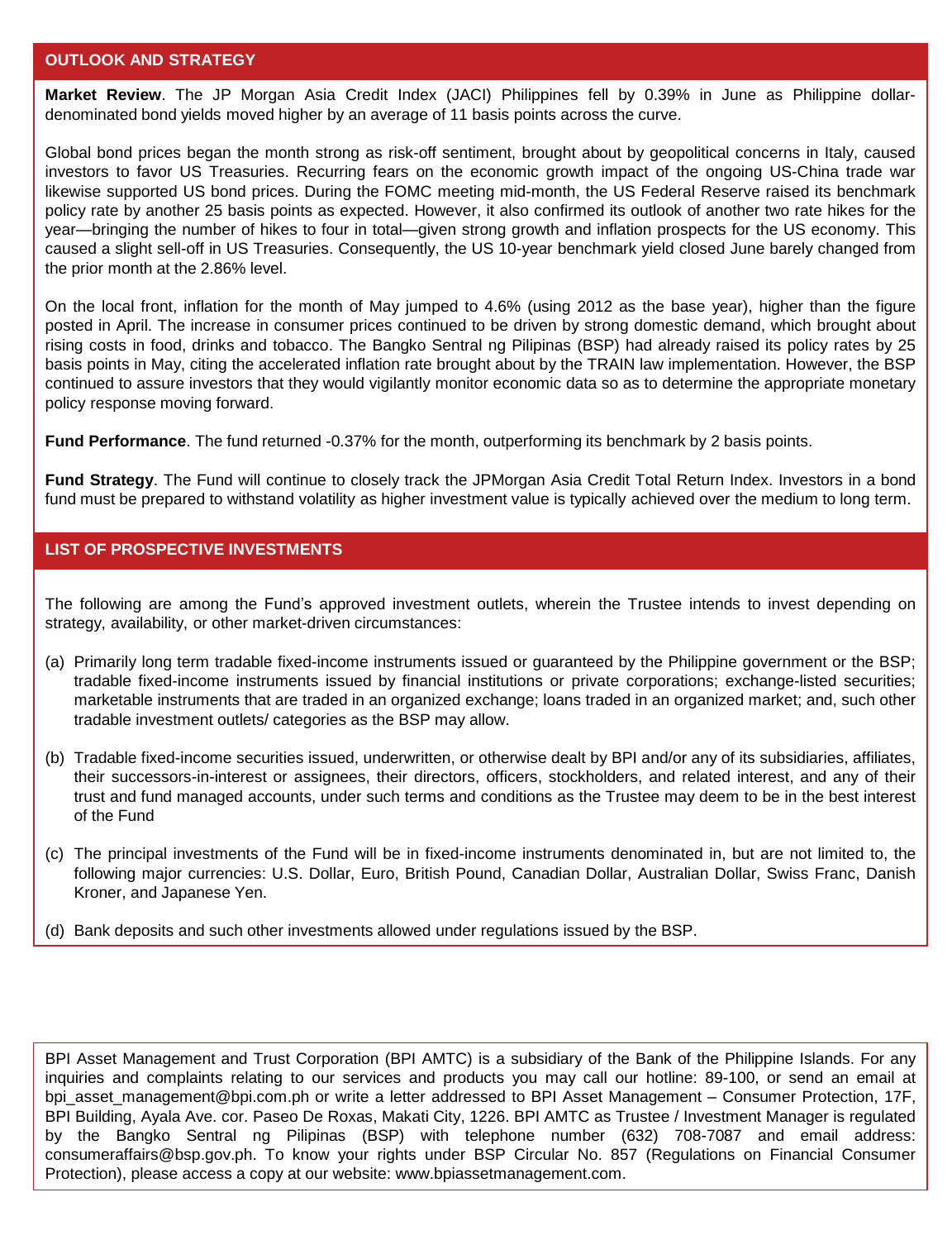## OUTLOOK AND STRATEGY

**Market Review**. The JP Morgan Asia Credit Index (JACI) Philippines fell by 0.39% in June as Philippine dollar-denominated bond yields moved higher by an average of 11 basis points across the curve.

Global bond prices began the month strong as risk-off sentiment, brought about by geopolitical concerns in Italy, caused investors to favor US Treasuries. Recurring fears on the economic growth impact of the ongoing US-China trade war likewise supported US bond prices. During the FOMC meeting mid-month, the US Federal Reserve raised its benchmark policy rate by another 25 basis points as expected. However, it also confirmed its outlook of another two rate hikes for the year—bringing the number of hikes to four in total—given strong growth and inflation prospects for the US economy. This caused a slight sell-off in US Treasuries. Consequently, the US 10-year benchmark yield closed June barely changed from the prior month at the 2.86% level.

On the local front, inflation for the month of May jumped to 4.6% (using 2012 as the base year), higher than the figure posted in April. The increase in consumer prices continued to be driven by strong domestic demand, which brought about rising costs in food, drinks and tobacco. The Bangko Sentral ng Pilipinas (BSP) had already raised its policy rates by 25 basis points in May, citing the accelerated inflation rate brought about by the TRAIN law implementation. However, the BSP continued to assure investors that they would vigilantly monitor economic data so as to determine the appropriate monetary policy response moving forward.

**Fund Performance**. The fund returned -0.37% for the month, outperforming its benchmark by 2 basis points.

**Fund Strategy**. The Fund will continue to closely track the JPMorgan Asia Credit Total Return Index. Investors in a bond fund must be prepared to withstand volatility as higher investment value is typically achieved over the medium to long term.

## LIST OF PROSPECTIVE INVESTMENTS

The following are among the Fund's approved investment outlets, wherein the Trustee intends to invest depending on strategy, availability, or other market-driven circumstances:

(a) Primarily long term tradable fixed-income instruments issued or guaranteed by the Philippine government or the BSP; tradable fixed-income instruments issued by financial institutions or private corporations; exchange-listed securities; marketable instruments that are traded in an organized exchange; loans traded in an organized market; and, such other tradable investment outlets/ categories as the BSP may allow.

(b) Tradable fixed-income securities issued, underwritten, or otherwise dealt by BPI and/or any of its subsidiaries, affiliates, their successors-in-interest or assignees, their directors, officers, stockholders, and related interest, and any of their trust and fund managed accounts, under such terms and conditions as the Trustee may deem to be in the best interest of the Fund

(c) The principal investments of the Fund will be in fixed-income instruments denominated in, but are not limited to, the following major currencies: U.S. Dollar, Euro, British Pound, Canadian Dollar, Australian Dollar, Swiss Franc, Danish Kroner, and Japanese Yen.

(d) Bank deposits and such other investments allowed under regulations issued by the BSP.

BPI Asset Management and Trust Corporation (BPI AMTC) is a subsidiary of the Bank of the Philippine Islands. For any inquiries and complaints relating to our services and products you may call our hotline: 89-100, or send an email at bpi_asset_management@bpi.com.ph or write a letter addressed to BPI Asset Management – Consumer Protection, 17F, BPI Building, Ayala Ave. cor. Paseo De Roxas, Makati City, 1226. BPI AMTC as Trustee / Investment Manager is regulated by the Bangko Sentral ng Pilipinas (BSP) with telephone number (632) 708-7087 and email address: consumeraffairs@bsp.gov.ph. To know your rights under BSP Circular No. 857 (Regulations on Financial Consumer Protection), please access a copy at our website: www.bpiassetmanagement.com.